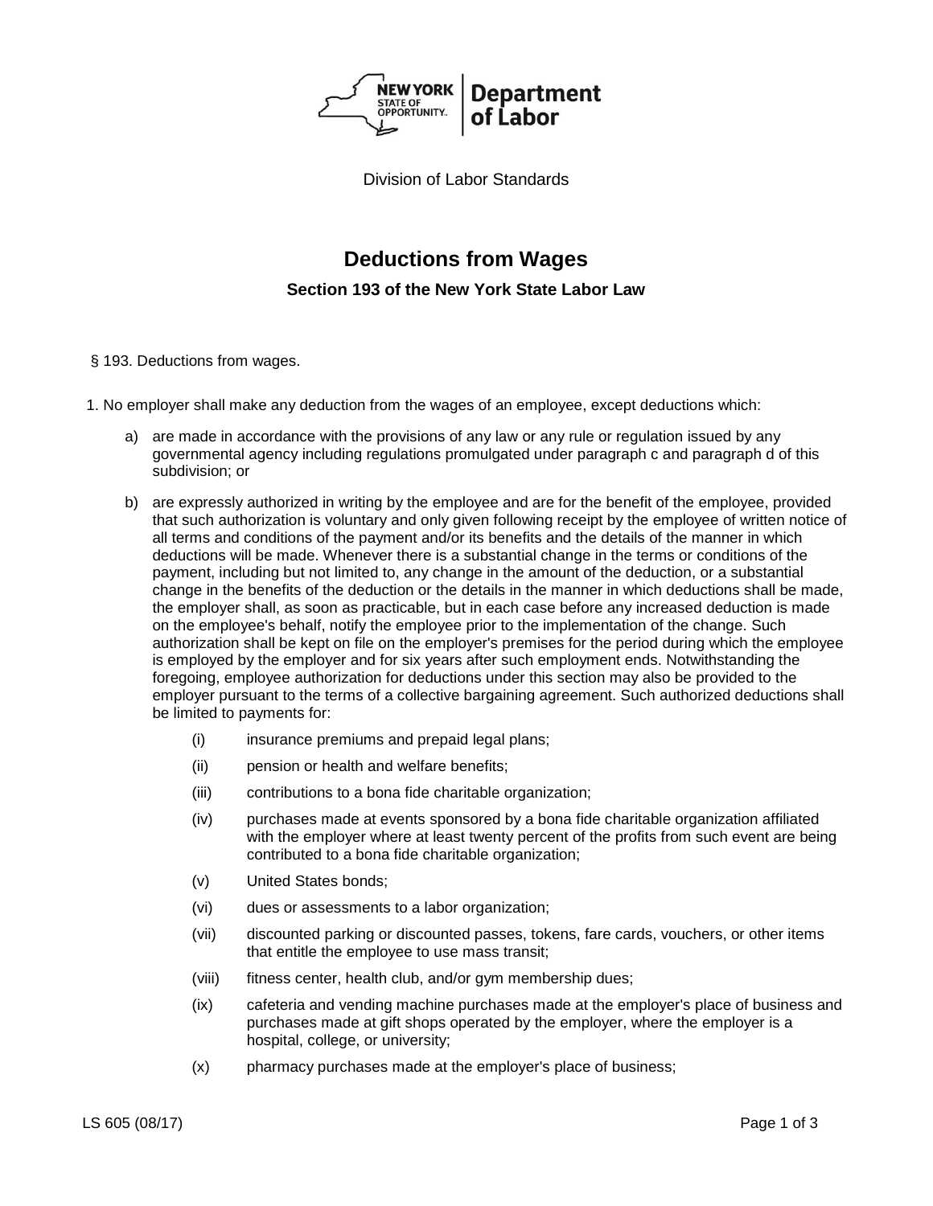Division of Labor Standards

# Deductions from Wages

## Section 193 of the New York State Labor Law

§ 193. Deductions from wages.

1. No employer shall make any deduction from the wages of an employee, except deductions which:

   a) are made in accordance with the provisions of any law or any rule or regulation issued by any governmental agency including regulations promulgated under paragraph c and paragraph d of this subdivision; or

   b) are expressly authorized in writing by the employee and are for the benefit of the employee, provided that such authorization is voluntary and only given following receipt by the employee of written notice of all terms and conditions of the payment and/or its benefits and the details of the manner in which deductions will be made. Whenever there is a substantial change in the terms or conditions of the payment, including but not limited to, any change in the amount of the deduction, or a substantial change in the benefits of the deduction or the details in the manner in which deductions shall be made, the employer shall, as soon as practicable, but in each case before any increased deduction is made on the employee's behalf, notify the employee prior to the implementation of the change. Such authorization shall be kept on file on the employer's premises for the period during which the employee is employed by the employer and for six years after such employment ends. Notwithstanding the foregoing, employee authorization for deductions under this section may also be provided to the employer pursuant to the terms of a collective bargaining agreement. Such authorized deductions shall be limited to payments for:

      (i) insurance premiums and prepaid legal plans;

      (ii) pension or health and welfare benefits;

      (iii) contributions to a bona fide charitable organization;

      (iv) purchases made at events sponsored by a bona fide charitable organization affiliated with the employer where at least twenty percent of the profits from such event are being contributed to a bona fide charitable organization;

      (v) United States bonds;

      (vi) dues or assessments to a labor organization;

      (vii) discounted parking or discounted passes, tokens, fare cards, vouchers, or other items that entitle the employee to use mass transit;

      (viii) fitness center, health club, and/or gym membership dues;

      (ix) cafeteria and vending machine purchases made at the employer's place of business and purchases made at gift shops operated by the employer, where the employer is a hospital, college, or university;

      (x) pharmacy purchases made at the employer's place of business;

LS 605 (08/17)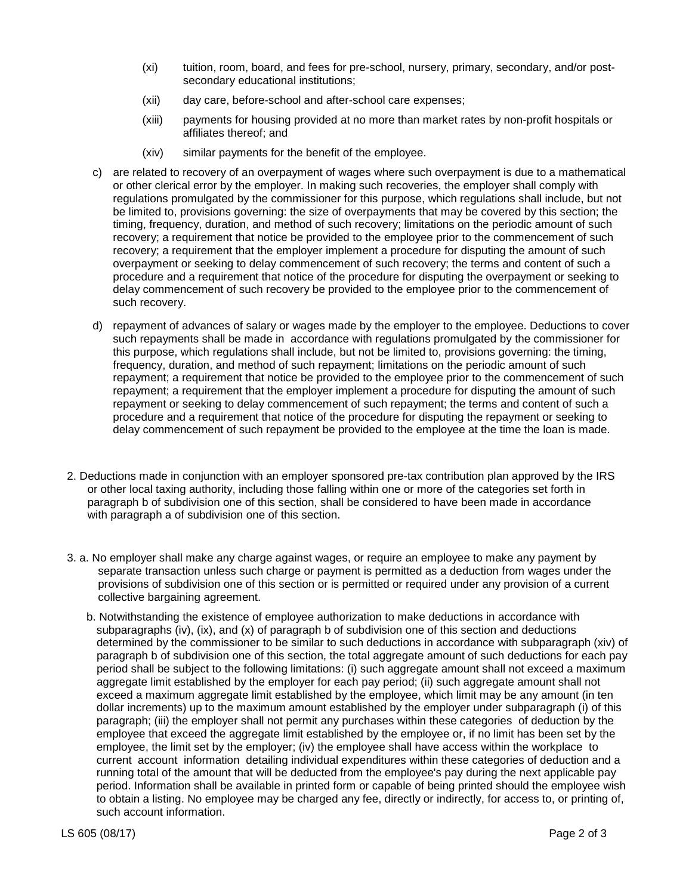(xi) tuition, room, board, and fees for pre-school, nursery, primary, secondary, and/or post-secondary educational institutions;

(xii) day care, before-school and after-school care expenses;

(xiii) payments for housing provided at no more than market rates by non-profit hospitals or affiliates thereof; and

(xiv) similar payments for the benefit of the employee.

c) are related to recovery of an overpayment of wages where such overpayment is due to a mathematical or other clerical error by the employer. In making such recoveries, the employer shall comply with regulations promulgated by the commissioner for this purpose, which regulations shall include, but not be limited to, provisions governing: the size of overpayments that may be covered by this section; the timing, frequency, duration, and method of such recovery; limitations on the periodic amount of such recovery; a requirement that notice be provided to the employee prior to the commencement of such recovery; a requirement that the employer implement a procedure for disputing the amount of such overpayment or seeking to delay commencement of such recovery; the terms and content of such a procedure and a requirement that notice of the procedure for disputing the overpayment or seeking to delay commencement of such recovery be provided to the employee prior to the commencement of such recovery.

d) repayment of advances of salary or wages made by the employer to the employee. Deductions to cover such repayments shall be made in accordance with regulations promulgated by the commissioner for this purpose, which regulations shall include, but not be limited to, provisions governing: the timing, frequency, duration, and method of such repayment; limitations on the periodic amount of such repayment; a requirement that notice be provided to the employee prior to the commencement of such repayment; a requirement that the employer implement a procedure for disputing the amount of such repayment or seeking to delay commencement of such repayment; the terms and content of such a procedure and a requirement that notice of the procedure for disputing the repayment or seeking to delay commencement of such repayment be provided to the employee at the time the loan is made.

2. Deductions made in conjunction with an employer sponsored pre-tax contribution plan approved by the IRS or other local taxing authority, including those falling within one or more of the categories set forth in paragraph b of subdivision one of this section, shall be considered to have been made in accordance with paragraph a of subdivision one of this section.

3. a. No employer shall make any charge against wages, or require an employee to make any payment by separate transaction unless such charge or payment is permitted as a deduction from wages under the provisions of subdivision one of this section or is permitted or required under any provision of a current collective bargaining agreement.

b. Notwithstanding the existence of employee authorization to make deductions in accordance with subparagraphs (iv), (ix), and (x) of paragraph b of subdivision one of this section and deductions determined by the commissioner to be similar to such deductions in accordance with subparagraph (xiv) of paragraph b of subdivision one of this section, the total aggregate amount of such deductions for each pay period shall be subject to the following limitations: (i) such aggregate amount shall not exceed a maximum aggregate limit established by the employer for each pay period; (ii) such aggregate amount shall not exceed a maximum aggregate limit established by the employee, which limit may be any amount (in ten dollar increments) up to the maximum amount established by the employer under subparagraph (i) of this paragraph; (iii) the employer shall not permit any purchases within these categories of deduction by the employee that exceed the aggregate limit established by the employee or, if no limit has been set by the employee, the limit set by the employer; (iv) the employee shall have access within the workplace to current account information detailing individual expenditures within these categories of deduction and a running total of the amount that will be deducted from the employee's pay during the next applicable pay period. Information shall be available in printed form or capable of being printed should the employee wish to obtain a listing. No employee may be charged any fee, directly or indirectly, for access to, or printing of, such account information.

LS 605 (08/17)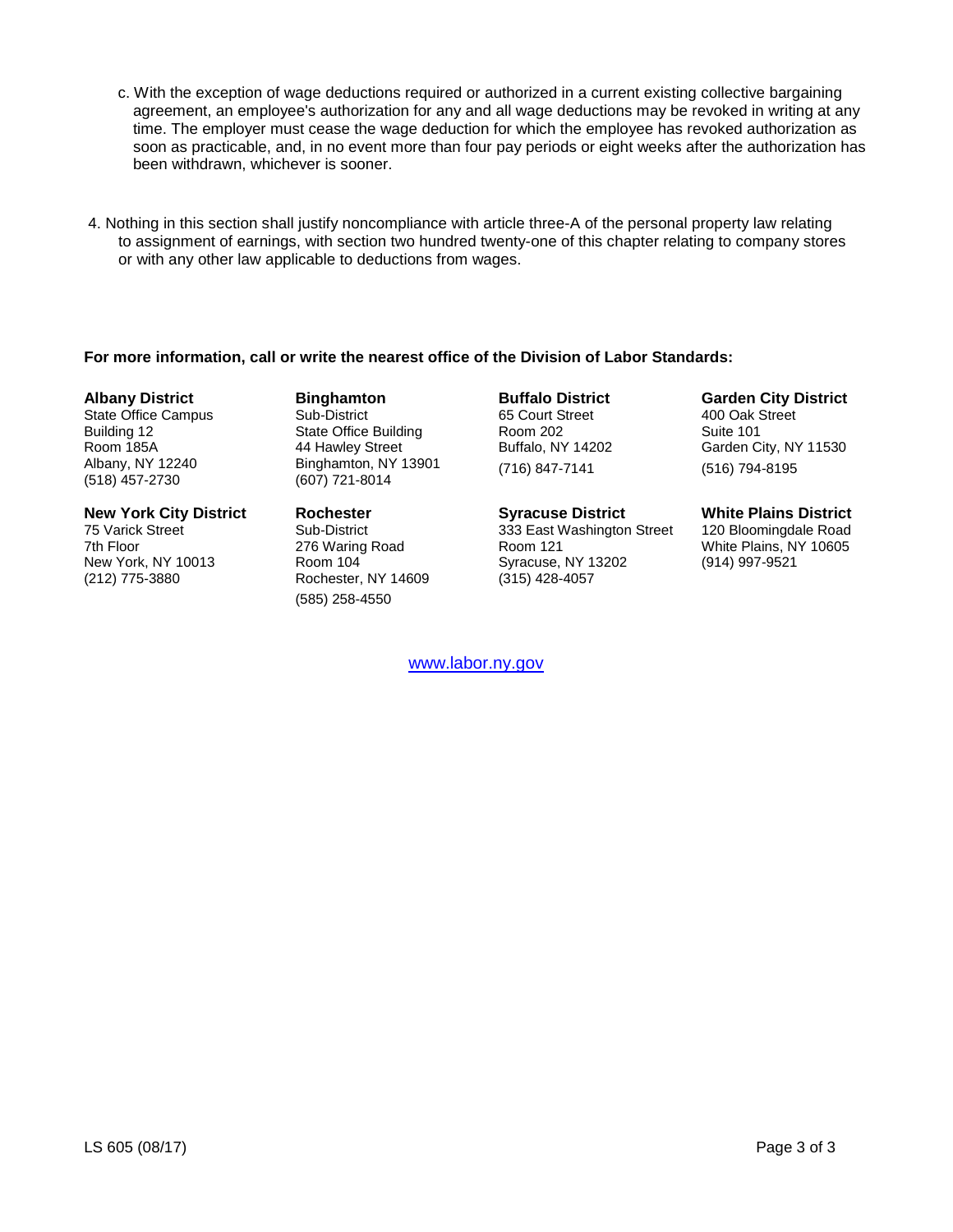c. With the exception of wage deductions required or authorized in a current existing collective bargaining agreement, an employee's authorization for any and all wage deductions may be revoked in writing at any time. The employer must cease the wage deduction for which the employee has revoked authorization as soon as practicable, and, in no event more than four pay periods or eight weeks after the authorization has been withdrawn, whichever is sooner.

4. Nothing in this section shall justify noncompliance with article three-A of the personal property law relating to assignment of earnings, with section two hundred twenty-one of this chapter relating to company stores or with any other law applicable to deductions from wages.

**For more information, call or write the nearest office of the Division of Labor Standards:**

**Albany District**
State Office Campus
Building 12
Room 185A
Albany, NY 12240
(518) 457-2730

**Binghamton**
Sub-District
State Office Building
44 Hawley Street
Binghamton, NY 13901
(607) 721-8014

**Buffalo District**
65 Court Street
Room 202
Buffalo, NY 14202
(716) 847-7141

**Garden City District**
400 Oak Street
Suite 101
Garden City, NY 11530
(516) 794-8195

**New York City District**
75 Varick Street
7th Floor
New York, NY 10013
(212) 775-3880

**Rochester**
Sub-District
276 Waring Road
Room 104
Rochester, NY 14609
(585) 258-4550

**Syracuse District**
333 East Washington Street
Room 121
Syracuse, NY 13202
(315) 428-4057

**White Plains District**
120 Bloomingdale Road
White Plains, NY 10605
(914) 997-9521

www.labor.ny.gov

LS 605 (08/17)